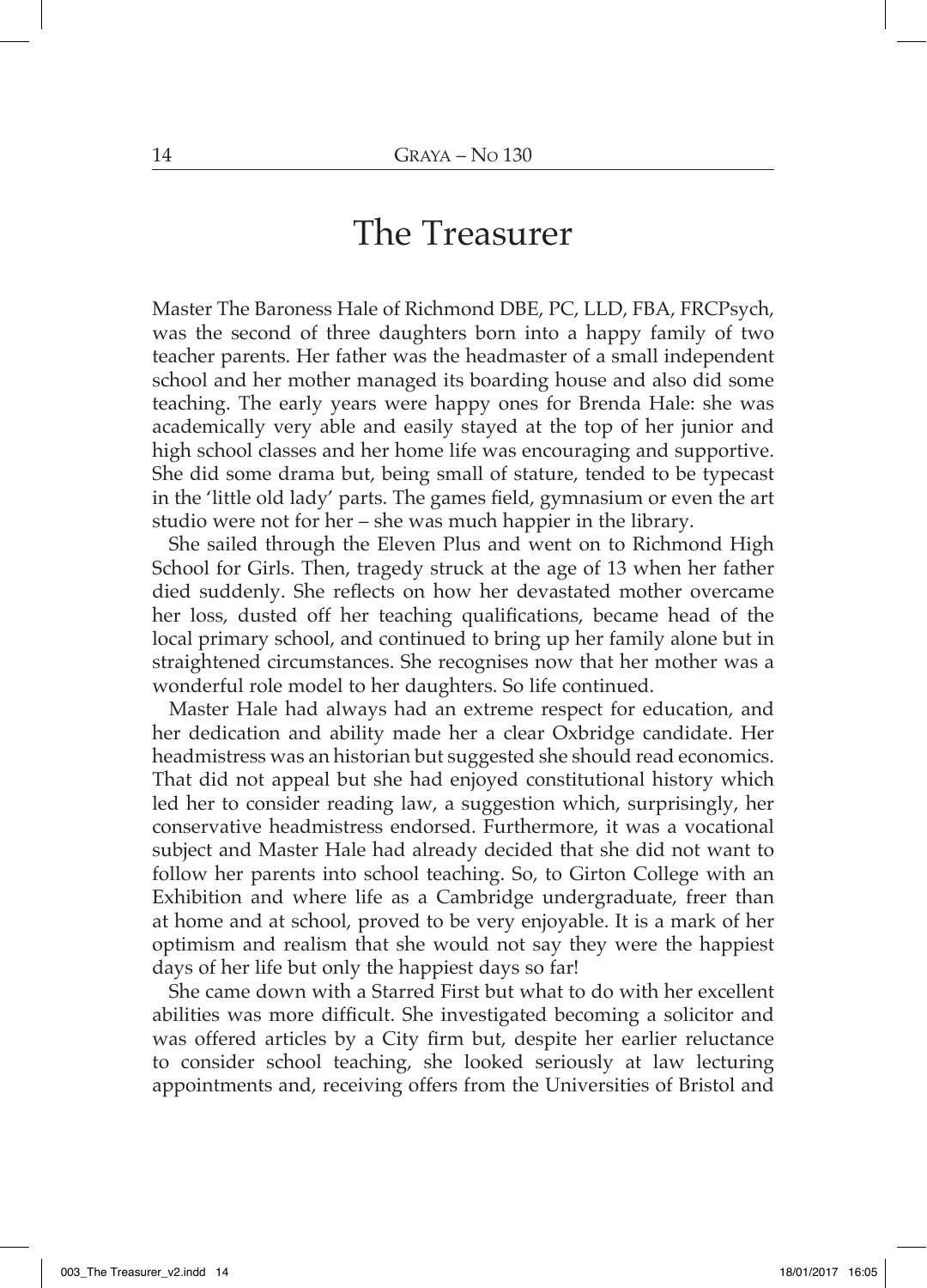# The Treasurer

Master The Baroness Hale of Richmond DBE, PC, LLD, FBA, FRCPsych, was the second of three daughters born into a happy family of two teacher parents. Her father was the headmaster of a small independent school and her mother managed its boarding house and also did some teaching. The early years were happy ones for Brenda Hale: she was academically very able and easily stayed at the top of her junior and high school classes and her home life was encouraging and supportive. She did some drama but, being small of stature, tended to be typecast in the 'little old lady' parts. The games field, gymnasium or even the art studio were not for her – she was much happier in the library.

She sailed through the Eleven Plus and went on to Richmond High School for Girls. Then, tragedy struck at the age of 13 when her father died suddenly. She reflects on how her devastated mother overcame her loss, dusted off her teaching qualifications, became head of the local primary school, and continued to bring up her family alone but in straightened circumstances. She recognises now that her mother was a wonderful role model to her daughters. So life continued.

Master Hale had always had an extreme respect for education, and her dedication and ability made her a clear Oxbridge candidate. Her headmistress was an historian but suggested she should read economics. That did not appeal but she had enjoyed constitutional history which led her to consider reading law, a suggestion which, surprisingly, her conservative headmistress endorsed. Furthermore, it was a vocational subject and Master Hale had already decided that she did not want to follow her parents into school teaching. So, to Girton College with an Exhibition and where life as a Cambridge undergraduate, freer than at home and at school, proved to be very enjoyable. It is a mark of her optimism and realism that she would not say they were the happiest days of her life but only the happiest days so far!

She came down with a Starred First but what to do with her excellent abilities was more difficult. She investigated becoming a solicitor and was offered articles by a City firm but, despite her earlier reluctance to consider school teaching, she looked seriously at law lecturing appointments and, receiving offers from the Universities of Bristol and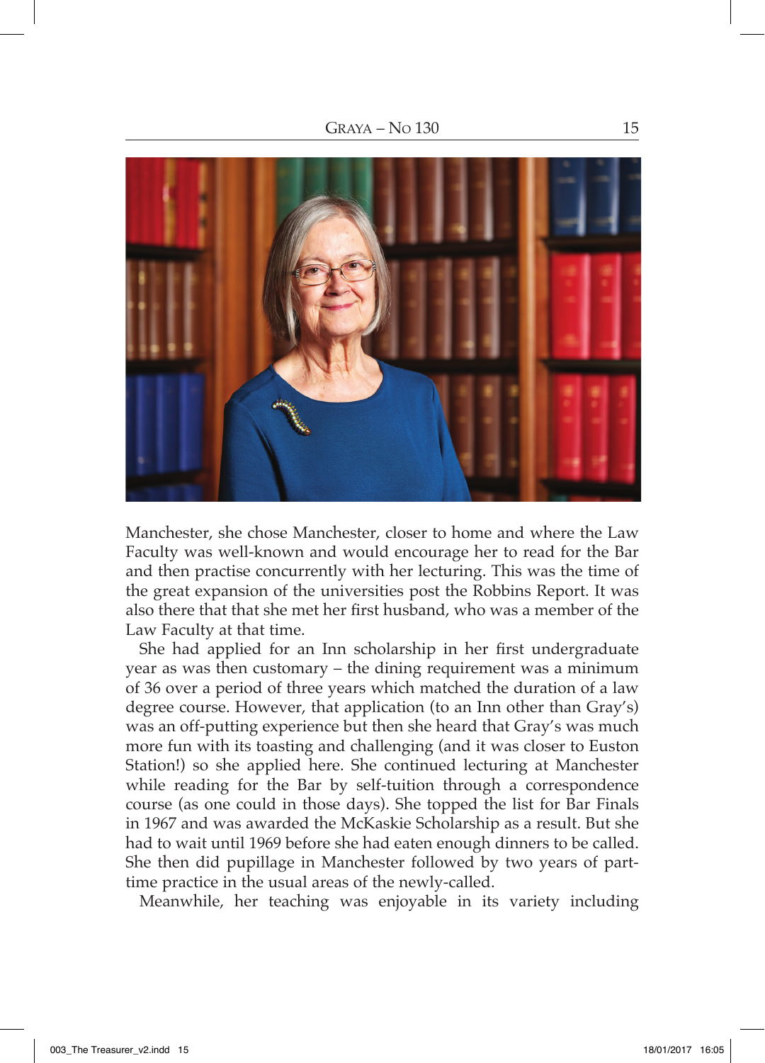Manchester, she chose Manchester, closer to home and where the Law Faculty was well-known and would encourage her to read for the Bar and then practise concurrently with her lecturing. This was the time of the great expansion of the universities post the Robbins Report. It was also there that that she met her first husband, who was a member of the Law Faculty at that time.

She had applied for an Inn scholarship in her first undergraduate year as was then customary – the dining requirement was a minimum of 36 over a period of three years which matched the duration of a law degree course. However, that application (to an Inn other than Gray's) was an off-putting experience but then she heard that Gray's was much more fun with its toasting and challenging (and it was closer to Euston Station!) so she applied here. She continued lecturing at Manchester while reading for the Bar by self-tuition through a correspondence course (as one could in those days). She topped the list for Bar Finals in 1967 and was awarded the McKaskie Scholarship as a result. But she had to wait until 1969 before she had eaten enough dinners to be called. She then did pupillage in Manchester followed by two years of part-time practice in the usual areas of the newly-called.

Meanwhile, her teaching was enjoyable in its variety including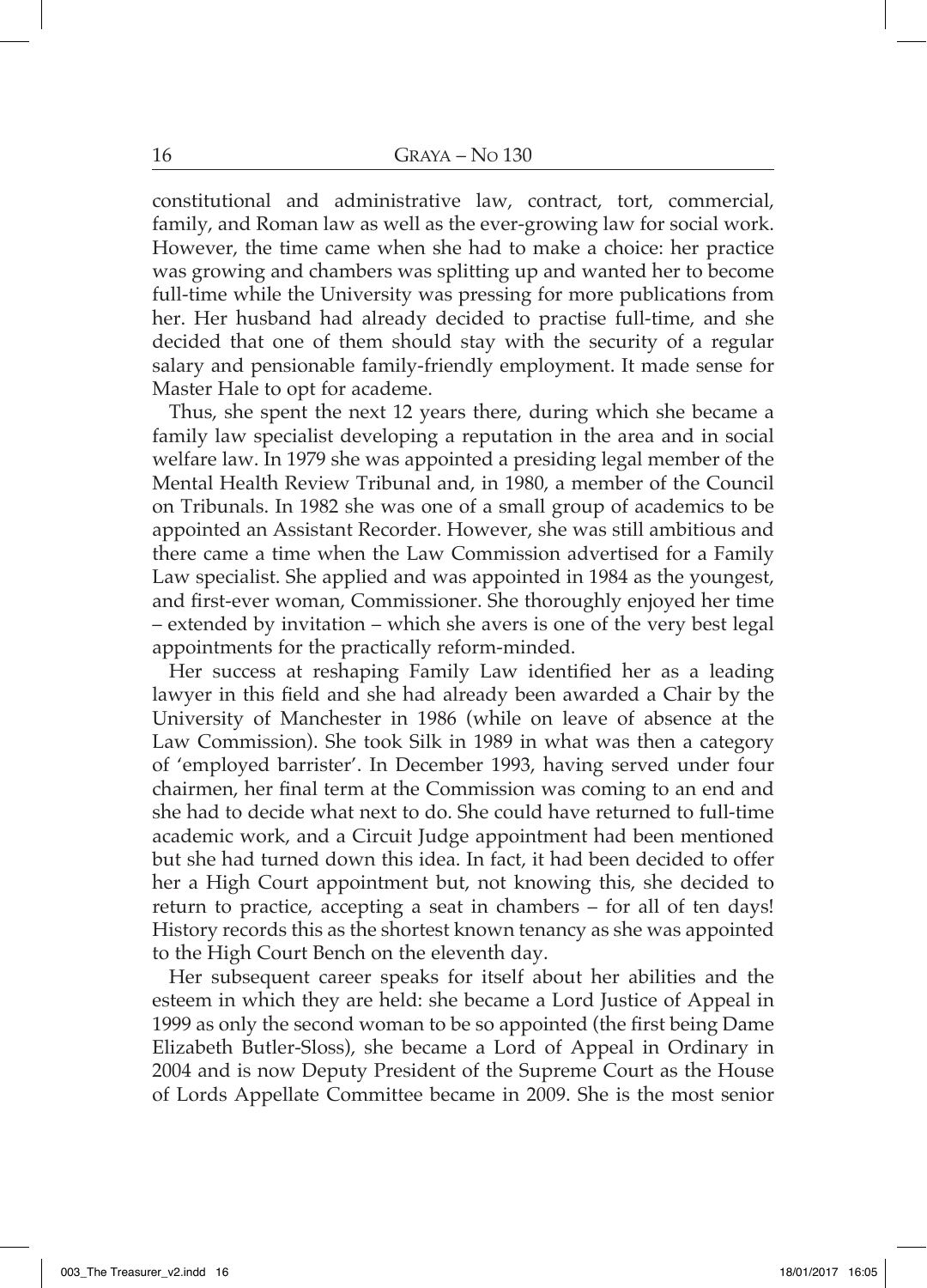constitutional and administrative law, contract, tort, commercial, family, and Roman law as well as the ever-growing law for social work. However, the time came when she had to make a choice: her practice was growing and chambers was splitting up and wanted her to become full-time while the University was pressing for more publications from her. Her husband had already decided to practise full-time, and she decided that one of them should stay with the security of a regular salary and pensionable family-friendly employment. It made sense for Master Hale to opt for academe.

Thus, she spent the next 12 years there, during which she became a family law specialist developing a reputation in the area and in social welfare law. In 1979 she was appointed a presiding legal member of the Mental Health Review Tribunal and, in 1980, a member of the Council on Tribunals. In 1982 she was one of a small group of academics to be appointed an Assistant Recorder. However, she was still ambitious and there came a time when the Law Commission advertised for a Family Law specialist. She applied and was appointed in 1984 as the youngest, and first-ever woman, Commissioner. She thoroughly enjoyed her time – extended by invitation – which she avers is one of the very best legal appointments for the practically reform-minded.

Her success at reshaping Family Law identified her as a leading lawyer in this field and she had already been awarded a Chair by the University of Manchester in 1986 (while on leave of absence at the Law Commission). She took Silk in 1989 in what was then a category of 'employed barrister'. In December 1993, having served under four chairmen, her final term at the Commission was coming to an end and she had to decide what next to do. She could have returned to full-time academic work, and a Circuit Judge appointment had been mentioned but she had turned down this idea. In fact, it had been decided to offer her a High Court appointment but, not knowing this, she decided to return to practice, accepting a seat in chambers – for all of ten days! History records this as the shortest known tenancy as she was appointed to the High Court Bench on the eleventh day.

Her subsequent career speaks for itself about her abilities and the esteem in which they are held: she became a Lord Justice of Appeal in 1999 as only the second woman to be so appointed (the first being Dame Elizabeth Butler-Sloss), she became a Lord of Appeal in Ordinary in 2004 and is now Deputy President of the Supreme Court as the House of Lords Appellate Committee became in 2009. She is the most senior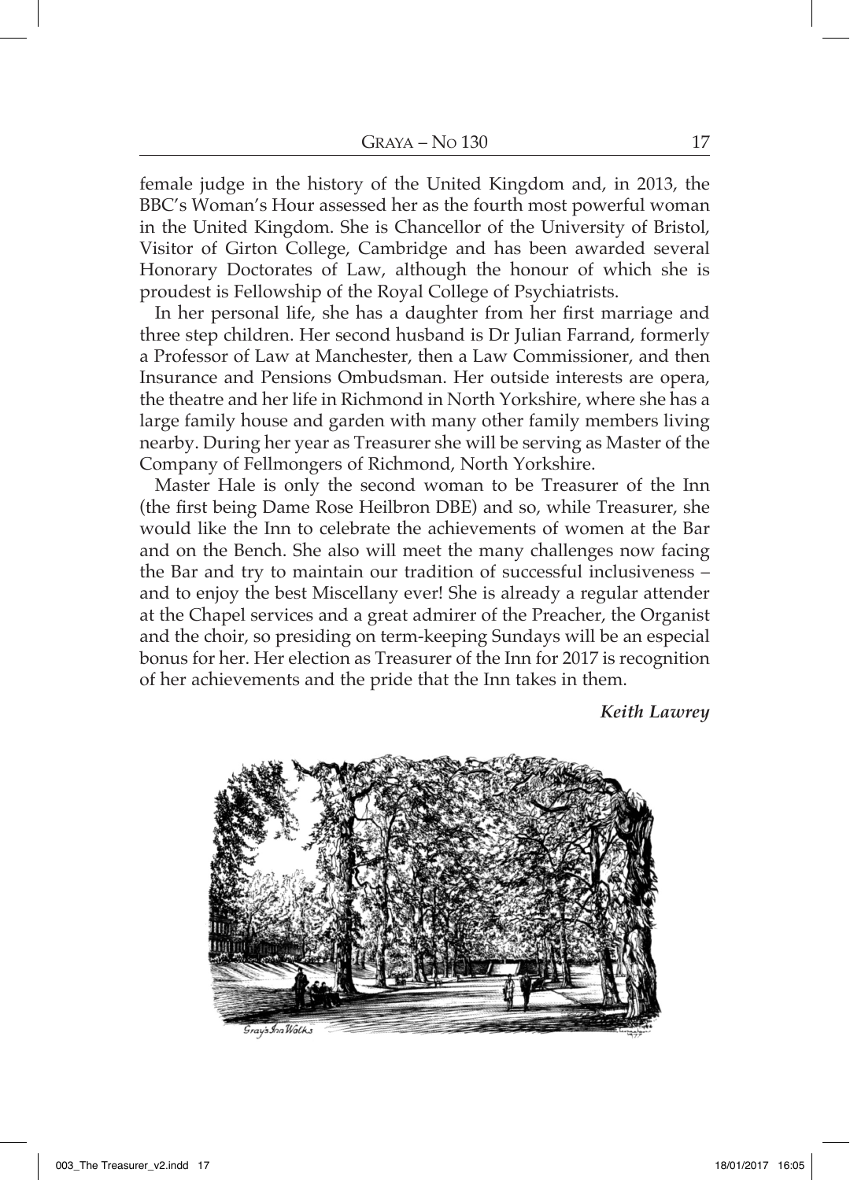female judge in the history of the United Kingdom and, in 2013, the BBC's Woman's Hour assessed her as the fourth most powerful woman in the United Kingdom. She is Chancellor of the University of Bristol, Visitor of Girton College, Cambridge and has been awarded several Honorary Doctorates of Law, although the honour of which she is proudest is Fellowship of the Royal College of Psychiatrists.

In her personal life, she has a daughter from her first marriage and three step children. Her second husband is Dr Julian Farrand, formerly a Professor of Law at Manchester, then a Law Commissioner, and then Insurance and Pensions Ombudsman. Her outside interests are opera, the theatre and her life in Richmond in North Yorkshire, where she has a large family house and garden with many other family members living nearby. During her year as Treasurer she will be serving as Master of the Company of Fellmongers of Richmond, North Yorkshire.

Master Hale is only the second woman to be Treasurer of the Inn (the first being Dame Rose Heilbron DBE) and so, while Treasurer, she would like the Inn to celebrate the achievements of women at the Bar and on the Bench. She also will meet the many challenges now facing the Bar and try to maintain our tradition of successful inclusiveness – and to enjoy the best Miscellany ever! She is already a regular attender at the Chapel services and a great admirer of the Preacher, the Organist and the choir, so presiding on term-keeping Sundays will be an especial bonus for her. Her election as Treasurer of the Inn for 2017 is recognition of her achievements and the pride that the Inn takes in them.

***Keith Lawrey***

Gray's Inn Walks